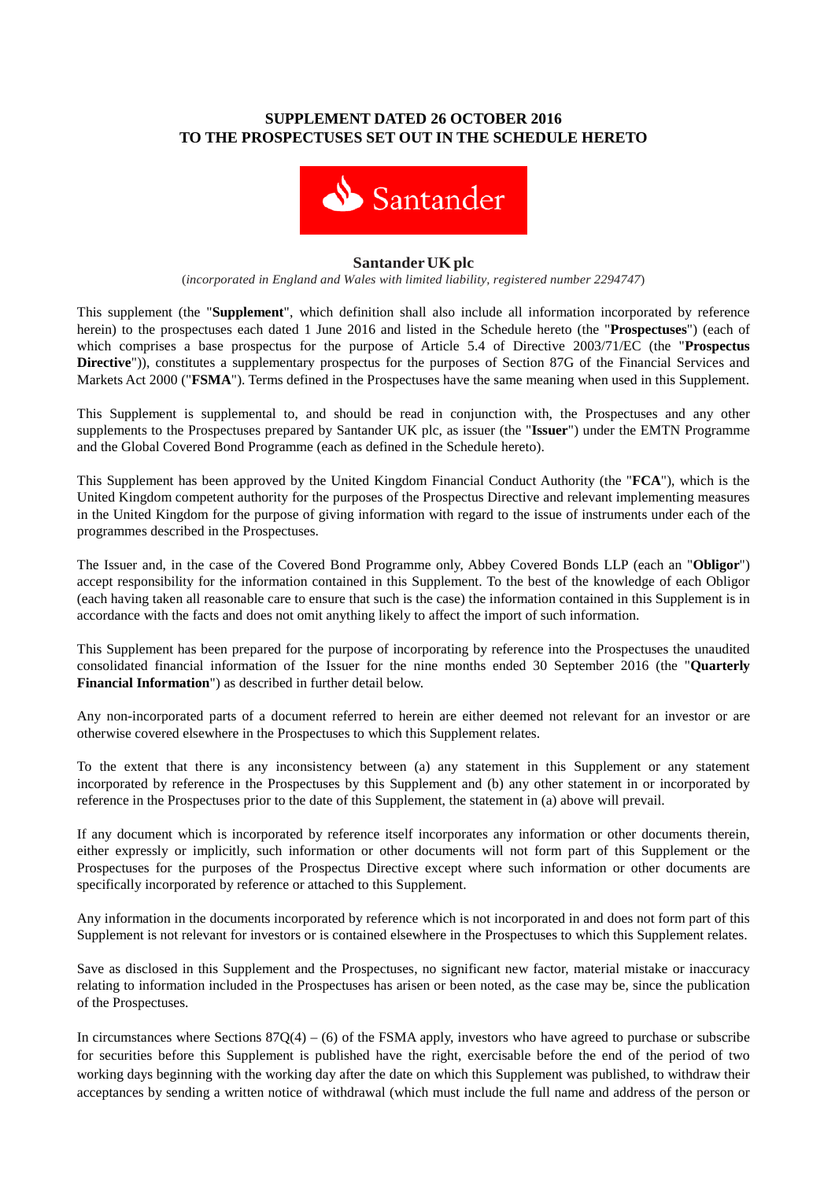**SUPPLEMENT DATED 26 OCTOBER 2016**
**TO THE PROSPECTUSES SET OUT IN THE SCHEDULE HERETO**

**Santander UK plc**

(*incorporated in England and Wales with limited liability, registered number 2294747*)

This supplement (the "**Supplement**", which definition shall also include all information incorporated by reference herein) to the prospectuses each dated 1 June 2016 and listed in the Schedule hereto (the "**Prospectuses**") (each of which comprises a base prospectus for the purpose of Article 5.4 of Directive 2003/71/EC (the "**Prospectus Directive**")), constitutes a supplementary prospectus for the purposes of Section 87G of the Financial Services and Markets Act 2000 ("**FSMA**"). Terms defined in the Prospectuses have the same meaning when used in this Supplement.

This Supplement is supplemental to, and should be read in conjunction with, the Prospectuses and any other supplements to the Prospectuses prepared by Santander UK plc, as issuer (the "**Issuer**") under the EMTN Programme and the Global Covered Bond Programme (each as defined in the Schedule hereto).

This Supplement has been approved by the United Kingdom Financial Conduct Authority (the "**FCA**"), which is the United Kingdom competent authority for the purposes of the Prospectus Directive and relevant implementing measures in the United Kingdom for the purpose of giving information with regard to the issue of instruments under each of the programmes described in the Prospectuses.

The Issuer and, in the case of the Covered Bond Programme only, Abbey Covered Bonds LLP (each an "**Obligor**") accept responsibility for the information contained in this Supplement. To the best of the knowledge of each Obligor (each having taken all reasonable care to ensure that such is the case) the information contained in this Supplement is in accordance with the facts and does not omit anything likely to affect the import of such information.

This Supplement has been prepared for the purpose of incorporating by reference into the Prospectuses the unaudited consolidated financial information of the Issuer for the nine months ended 30 September 2016 (the "**Quarterly Financial Information**") as described in further detail below.

Any non-incorporated parts of a document referred to herein are either deemed not relevant for an investor or are otherwise covered elsewhere in the Prospectuses to which this Supplement relates.

To the extent that there is any inconsistency between (a) any statement in this Supplement or any statement incorporated by reference in the Prospectuses by this Supplement and (b) any other statement in or incorporated by reference in the Prospectuses prior to the date of this Supplement, the statement in (a) above will prevail.

If any document which is incorporated by reference itself incorporates any information or other documents therein, either expressly or implicitly, such information or other documents will not form part of this Supplement or the Prospectuses for the purposes of the Prospectus Directive except where such information or other documents are specifically incorporated by reference or attached to this Supplement.

Any information in the documents incorporated by reference which is not incorporated in and does not form part of this Supplement is not relevant for investors or is contained elsewhere in the Prospectuses to which this Supplement relates.

Save as disclosed in this Supplement and the Prospectuses, no significant new factor, material mistake or inaccuracy relating to information included in the Prospectuses has arisen or been noted, as the case may be, since the publication of the Prospectuses.

In circumstances where Sections 87Q(4) – (6) of the FSMA apply, investors who have agreed to purchase or subscribe for securities before this Supplement is published have the right, exercisable before the end of the period of two working days beginning with the working day after the date on which this Supplement was published, to withdraw their acceptances by sending a written notice of withdrawal (which must include the full name and address of the person or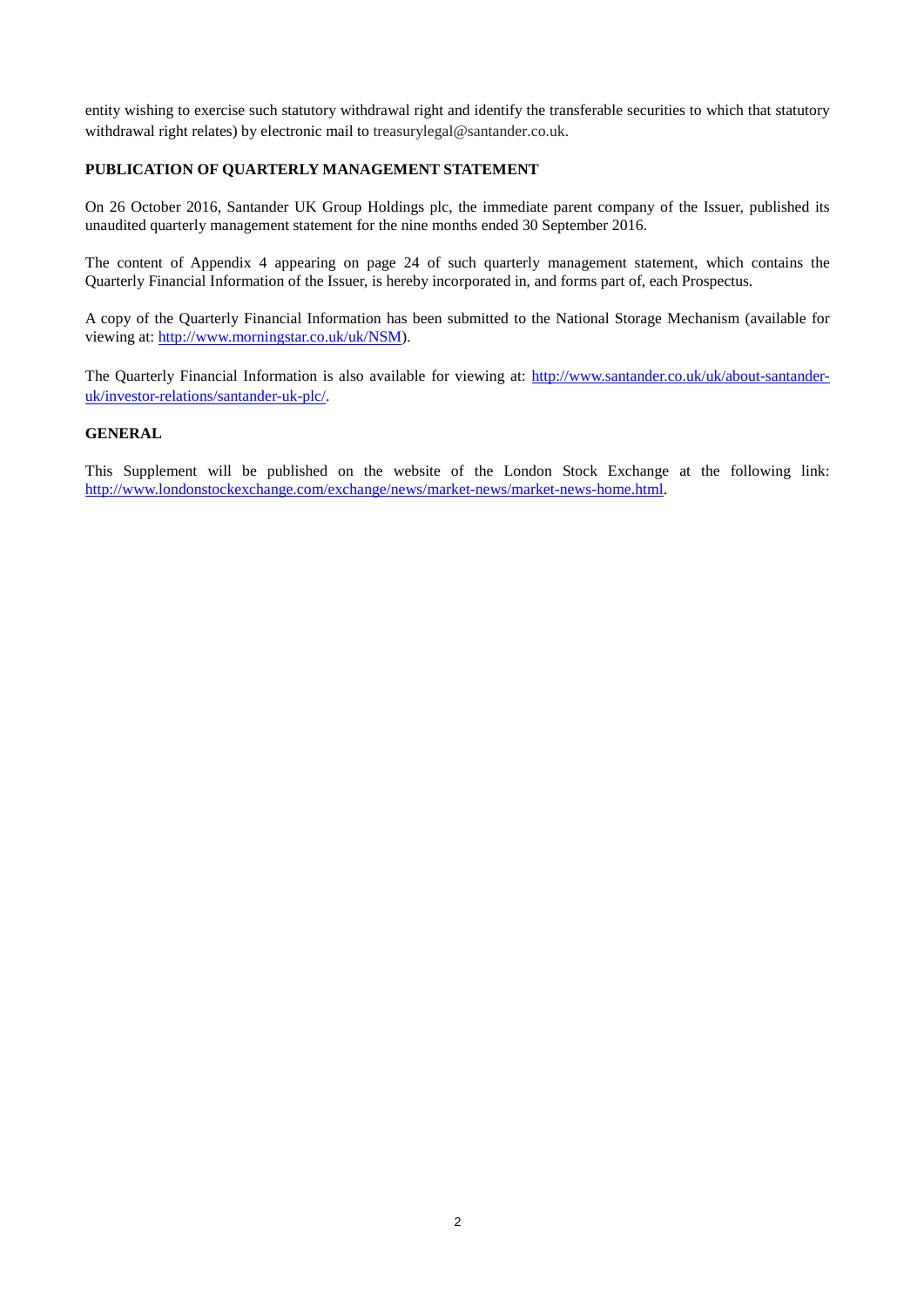entity wishing to exercise such statutory withdrawal right and identify the transferable securities to which that statutory withdrawal right relates) by electronic mail to treasurylegal@santander.co.uk.

## PUBLICATION OF QUARTERLY MANAGEMENT STATEMENT

On 26 October 2016, Santander UK Group Holdings plc, the immediate parent company of the Issuer, published its unaudited quarterly management statement for the nine months ended 30 September 2016.

The content of Appendix 4 appearing on page 24 of such quarterly management statement, which contains the Quarterly Financial Information of the Issuer, is hereby incorporated in, and forms part of, each Prospectus.

A copy of the Quarterly Financial Information has been submitted to the National Storage Mechanism (available for viewing at: http://www.morningstar.co.uk/uk/NSM).

The Quarterly Financial Information is also available for viewing at: http://www.santander.co.uk/uk/about-santander-uk/investor-relations/santander-uk-plc/.

## GENERAL

This Supplement will be published on the website of the London Stock Exchange at the following link: http://www.londonstockexchange.com/exchange/news/market-news/market-news-home.html.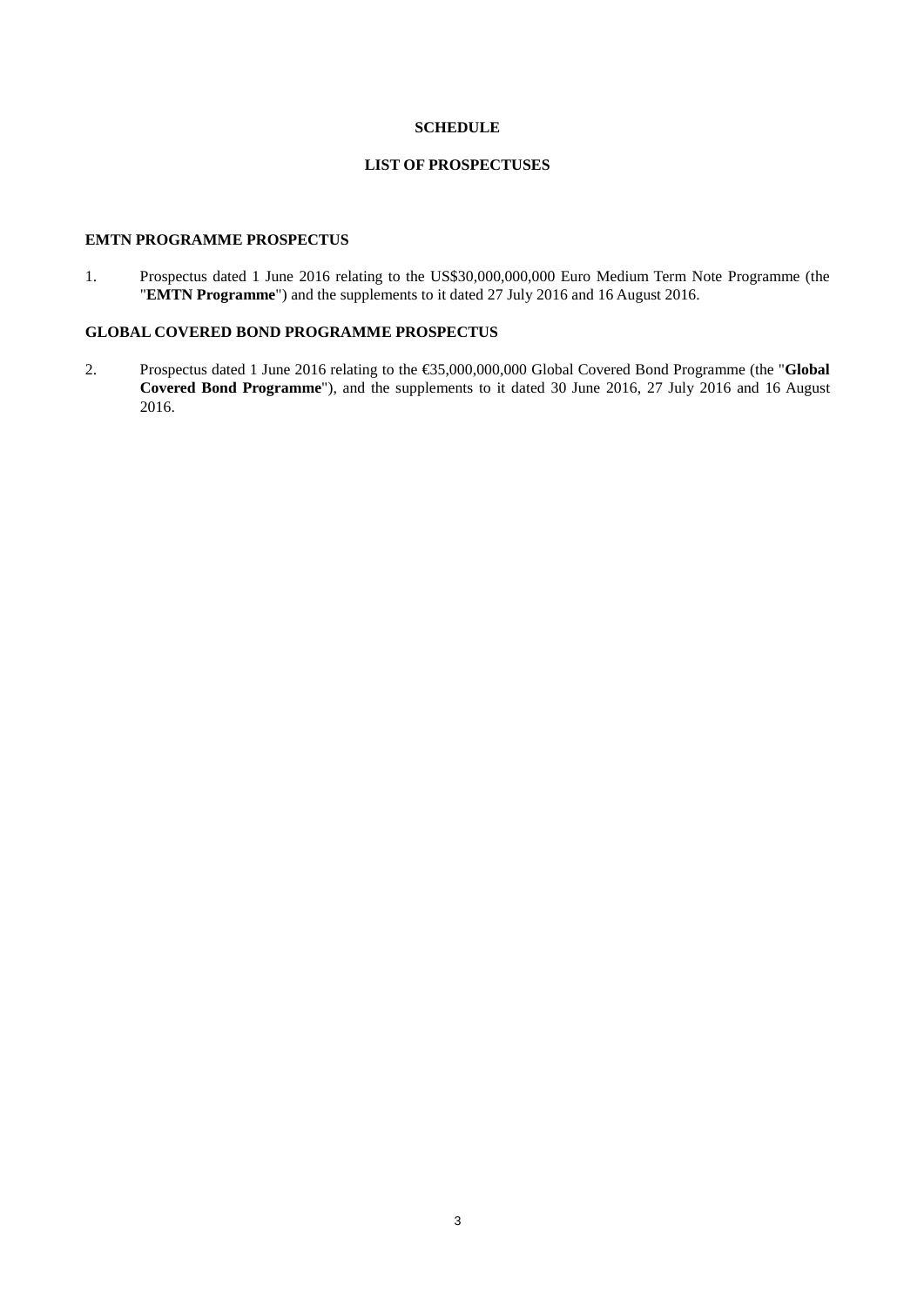# SCHEDULE

## LIST OF PROSPECTUSES

### EMTN PROGRAMME PROSPECTUS

1. Prospectus dated 1 June 2016 relating to the US$30,000,000,000 Euro Medium Term Note Programme (the "**EMTN Programme**") and the supplements to it dated 27 July 2016 and 16 August 2016.

### GLOBAL COVERED BOND PROGRAMME PROSPECTUS

2. Prospectus dated 1 June 2016 relating to the €35,000,000,000 Global Covered Bond Programme (the "**Global Covered Bond Programme**"), and the supplements to it dated 30 June 2016, 27 July 2016 and 16 August 2016.